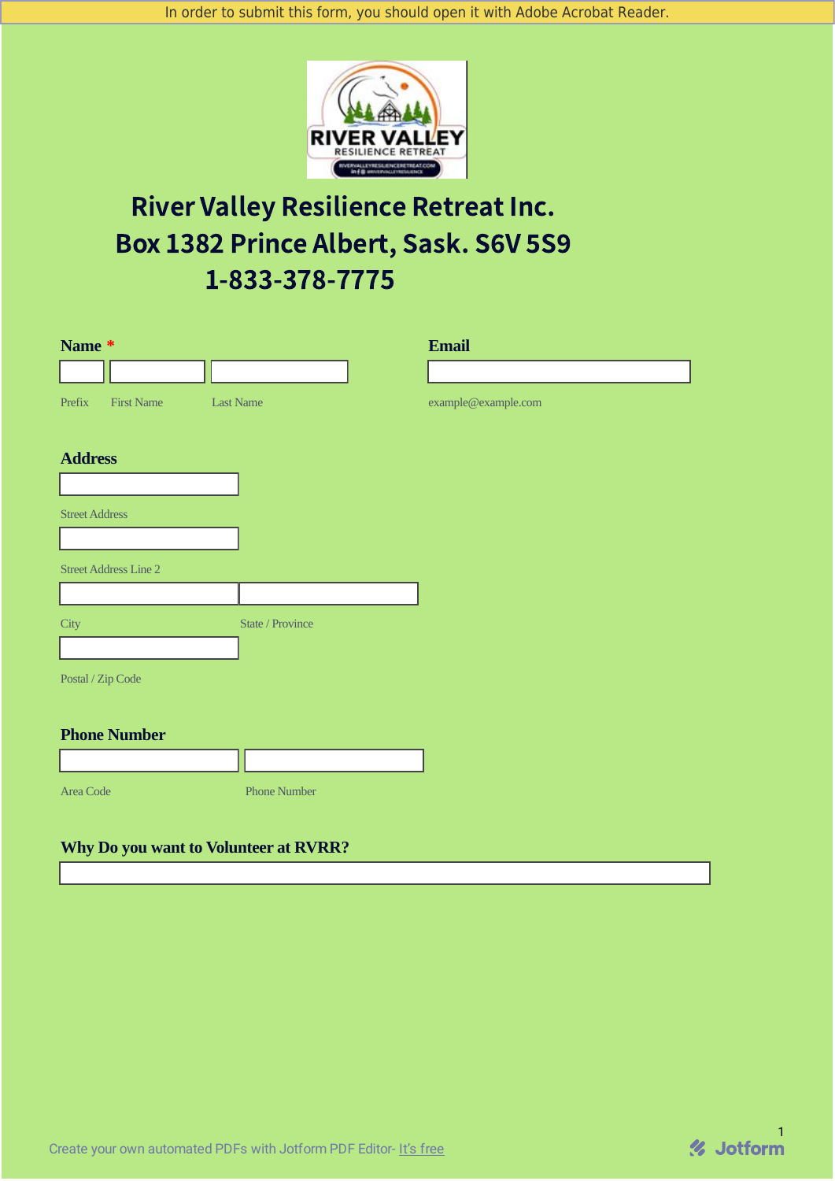In order to submit this form, you should open it with Adobe Acrobat Reader.

# River Valley Resilience Retreat Inc.
# Box 1382 Prince Albert, Sask. S6V 5S9
# 1-833-378-7775

**Name** *

Prefix First Name Last Name

**Email**

example@example.com

**Address**

Street Address

Street Address Line 2

City State / Province

Postal / Zip Code

**Phone Number**

Area Code Phone Number

**Why Do you want to Volunteer at RVRR?**

Create your own automated PDFs with Jotform PDF Editor- It's free

Jotform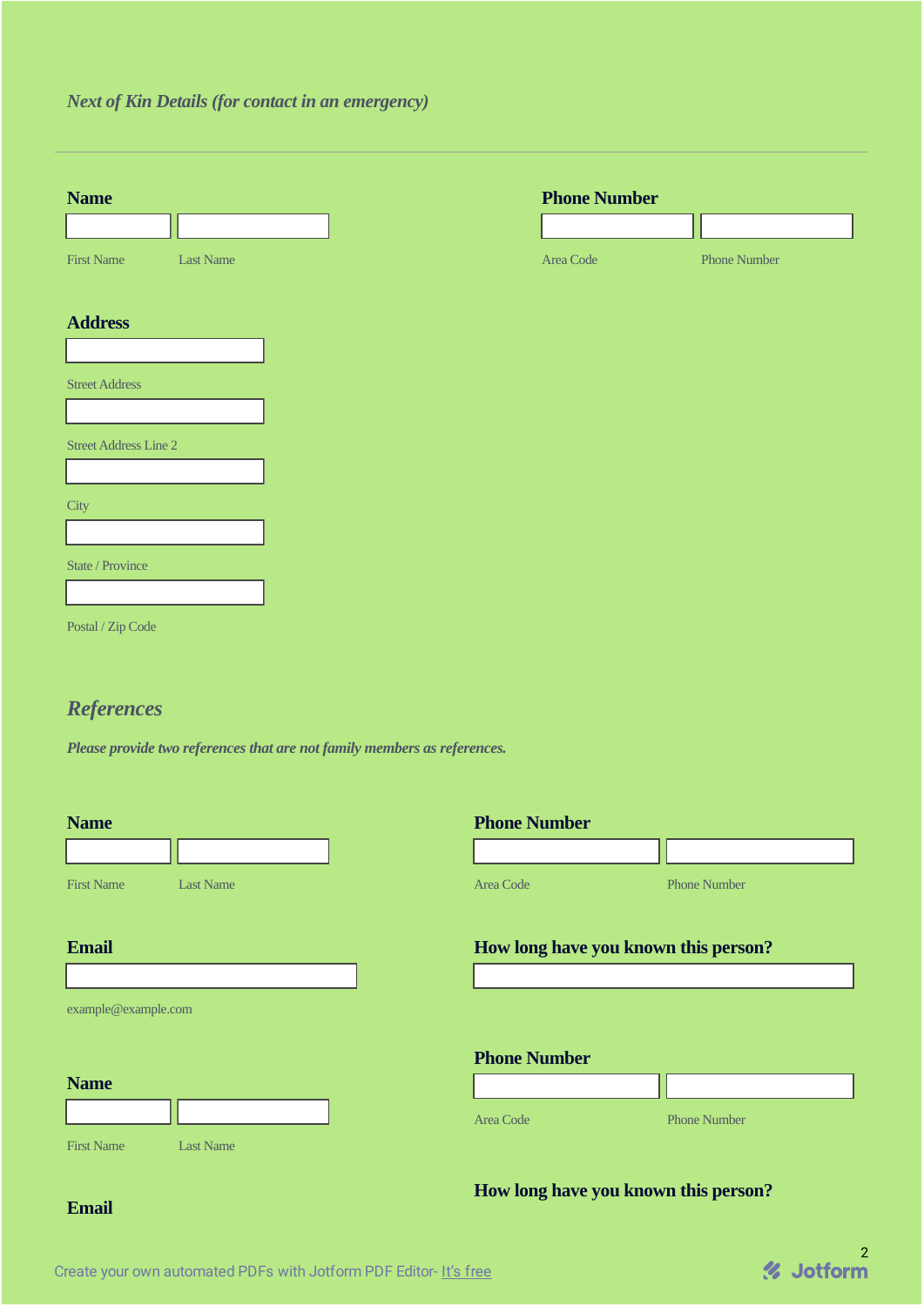*Next of Kin Details (for contact in an emergency)*

---

**Name**

First Name | Last Name

**Phone Number**

Area Code | Phone Number

**Address**

Street Address

Street Address Line 2

City

State / Province

Postal / Zip Code

## *References*

***Please provide two references that are not family members as references.***

**Name**

First Name | Last Name

**Phone Number**

Area Code | Phone Number

**Email**

example@example.com

**How long have you known this person?**

**Phone Number**

Area Code | Phone Number

**Name**

First Name | Last Name

**How long have you known this person?**

**Email**

Create your own automated PDFs with Jotform PDF Editor- It's free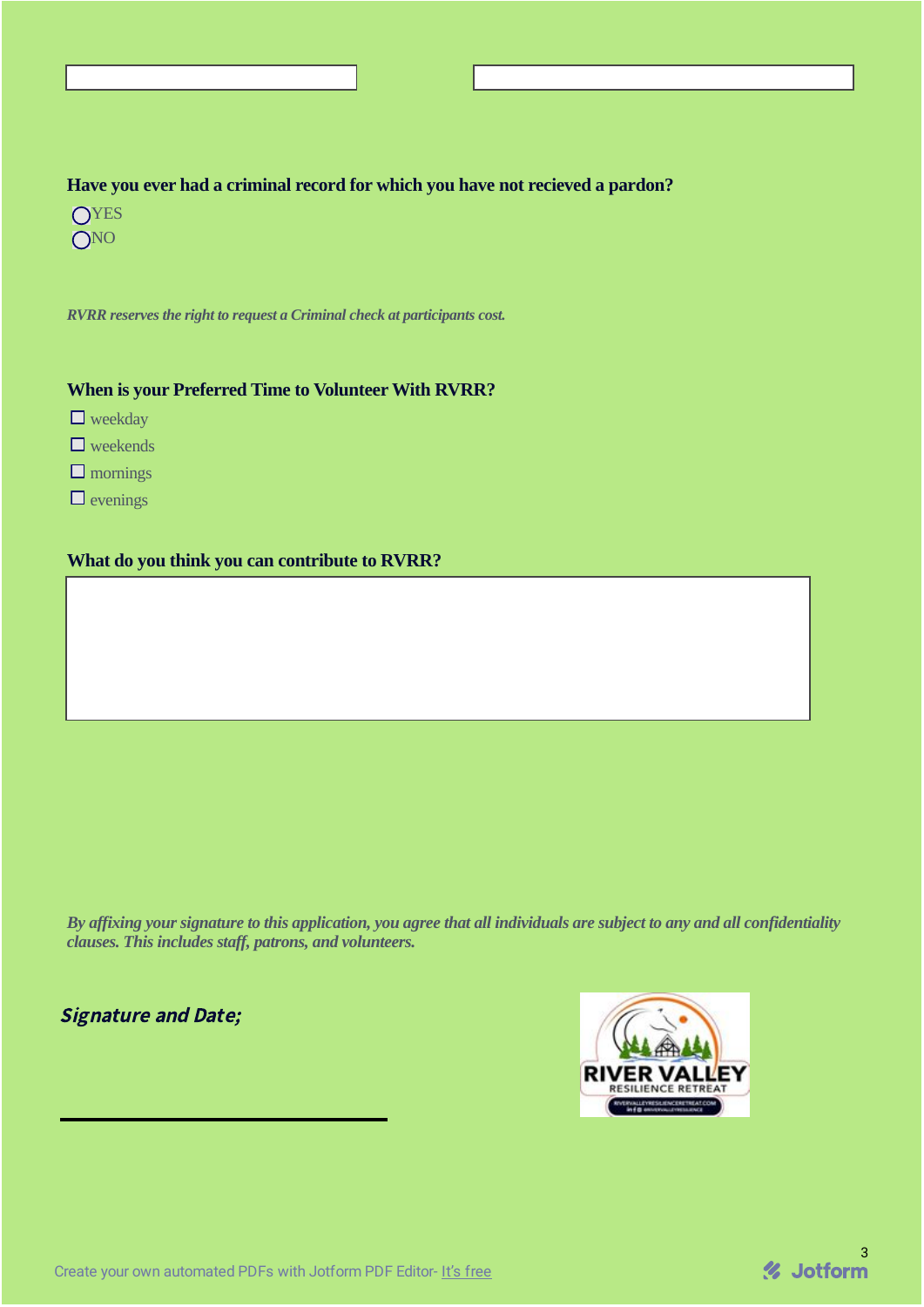**Have you ever had a criminal record for which you have not recieved a pardon?**

- ◯ YES
- ◯ NO

*RVRR reserves the right to request a Criminal check at participants cost.*

**When is your Preferred Time to Volunteer With RVRR?**

- ☐ weekday
- ☐ weekends
- ☐ mornings
- ☐ evenings

**What do you think you can contribute to RVRR?**

*By affixing your signature to this application, you agree that all individuals are subject to any and all confidentiality clauses. This includes staff, patrons, and volunteers.*

***Signature and Date;***

\_\_\_\_\_\_\_\_\_\_\_\_\_\_\_\_\_\_\_\_\_\_\_\_\_\_\_\_\_\_

RIVER VALLEY RESILIENCE RETREAT

RIVERVALLEYRESILIENCERETREAT.COM

Create your own automated PDFs with Jotform PDF Editor- It's free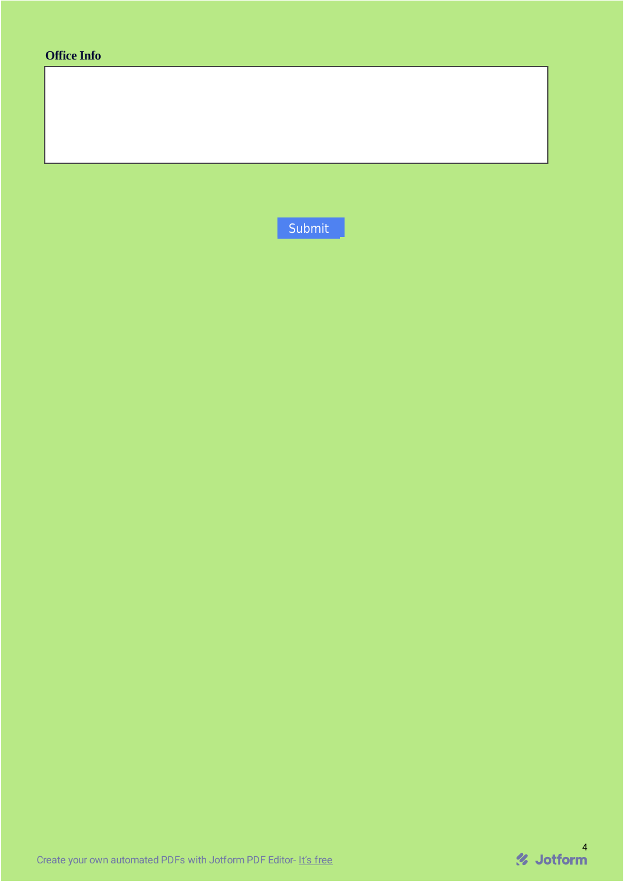**Office Info**

Submit

Create your own automated PDFs with Jotform PDF Editor- It's free